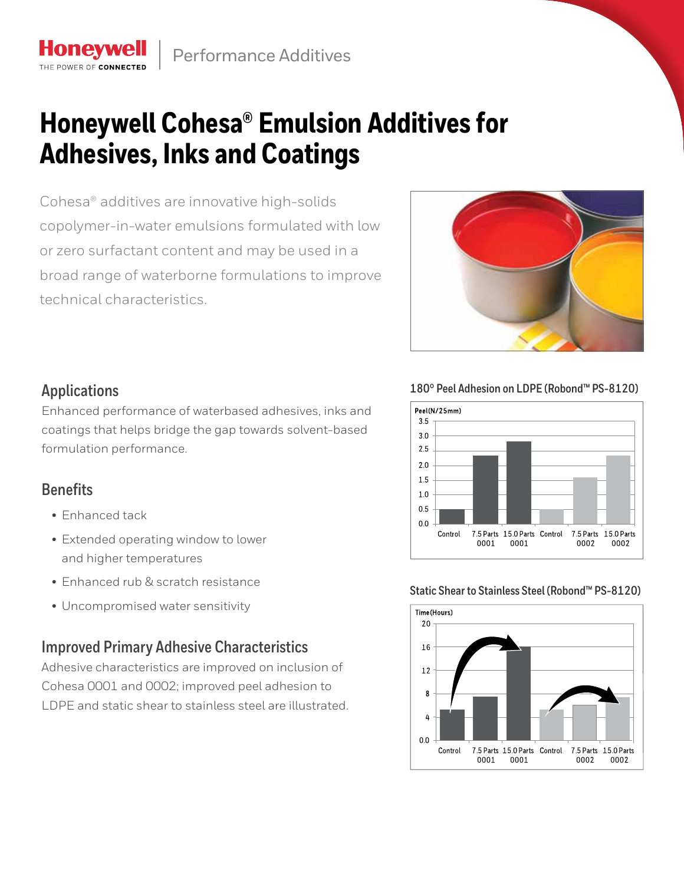Honeywell | Performance Additives

# Honeywell Cohesa® Emulsion Additives for Adhesives, Inks and Coatings

Cohesa® additives are innovative high-solids copolymer-in-water emulsions formulated with low or zero surfactant content and may be used in a broad range of waterborne formulations to improve technical characteristics.

## Applications

Enhanced performance of waterbased adhesives, inks and coatings that helps bridge the gap towards solvent-based formulation performance.

## Benefits

- Enhanced tack
- Extended operating window to lower and higher temperatures
- Enhanced rub & scratch resistance
- Uncompromised water sensitivity

## Improved Primary Adhesive Characteristics

Adhesive characteristics are improved on inclusion of Cohesa 0001 and 0002; improved peel adhesion to LDPE and static shear to stainless steel are illustrated.

### 180° Peel Adhesion on LDPE (Robond™ PS-8120)

Peel(N/25mm)

| | Control | 7.5 Parts 0001 | 15.0 Parts 0001 | Control | 7.5 Parts 0002 | 15.0 Parts 0002 |
|---|---|---|---|---|---|---|
| Peel (N/25mm) | ~0.5 | ~2.35 | ~2.8 | ~0.5 | ~1.6 | ~2.35 |

### Static Shear to Stainless Steel (Robond™ PS-8120)

Time(Hours)

| | Control | 7.5 Parts 0001 | 15.0 Parts 0001 | Control | 7.5 Parts 0002 | 15.0 Parts 0002 |
|---|---|---|---|---|---|---|
| Time (Hours) | ~5 | ~7.5 | ~16 | ~5 | ~6 | ~7.5 |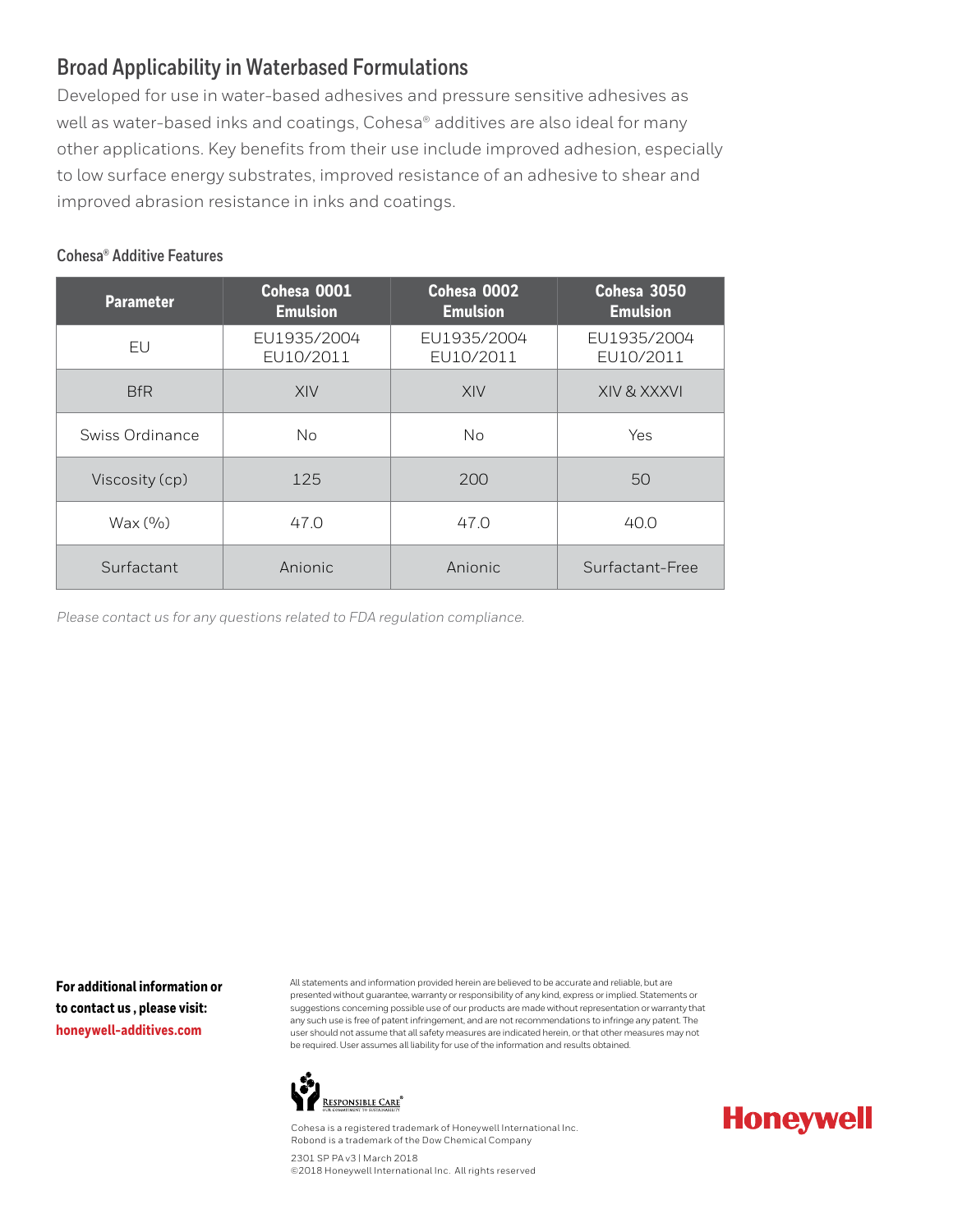## Broad Applicability in Waterbased Formulations

Developed for use in water-based adhesives and pressure sensitive adhesives as well as water-based inks and coatings, Cohesa® additives are also ideal for many other applications. Key benefits from their use include improved adhesion, especially to low surface energy substrates, improved resistance of an adhesive to shear and improved abrasion resistance in inks and coatings.

### Cohesa® Additive Features

| Parameter | Cohesa 0001 Emulsion | Cohesa 0002 Emulsion | Cohesa 3050 Emulsion |
|---|---|---|---|
| EU | EU1935/2004 EU10/2011 | EU1935/2004 EU10/2011 | EU1935/2004 EU10/2011 |
| BfR | XIV | XIV | XIV & XXXVI |
| Swiss Ordinance | No | No | Yes |
| Viscosity (cp) | 125 | 200 | 50 |
| Wax (%) | 47.0 | 47.0 | 40.0 |
| Surfactant | Anionic | Anionic | Surfactant-Free |

*Please contact us for any questions related to FDA regulation compliance.*

**For additional information or to contact us , please visit:**
**honeywell-additives.com**

All statements and information provided herein are believed to be accurate and reliable, but are presented without guarantee, warranty or responsibility of any kind, express or implied. Statements or suggestions concerning possible use of our products are made without representation or warranty that any such use is free of patent infringement, and are not recommendations to infringe any patent. The user should not assume that all safety measures are indicated herein, or that other measures may not be required. User assumes all liability for use of the information and results obtained.

Responsible Care®

Cohesa is a registered trademark of Honeywell International Inc.
Robond is a trademark of the Dow Chemical Company

2301 SP PA v3 | March 2018
©2018 Honeywell International Inc. All rights reserved

Honeywell